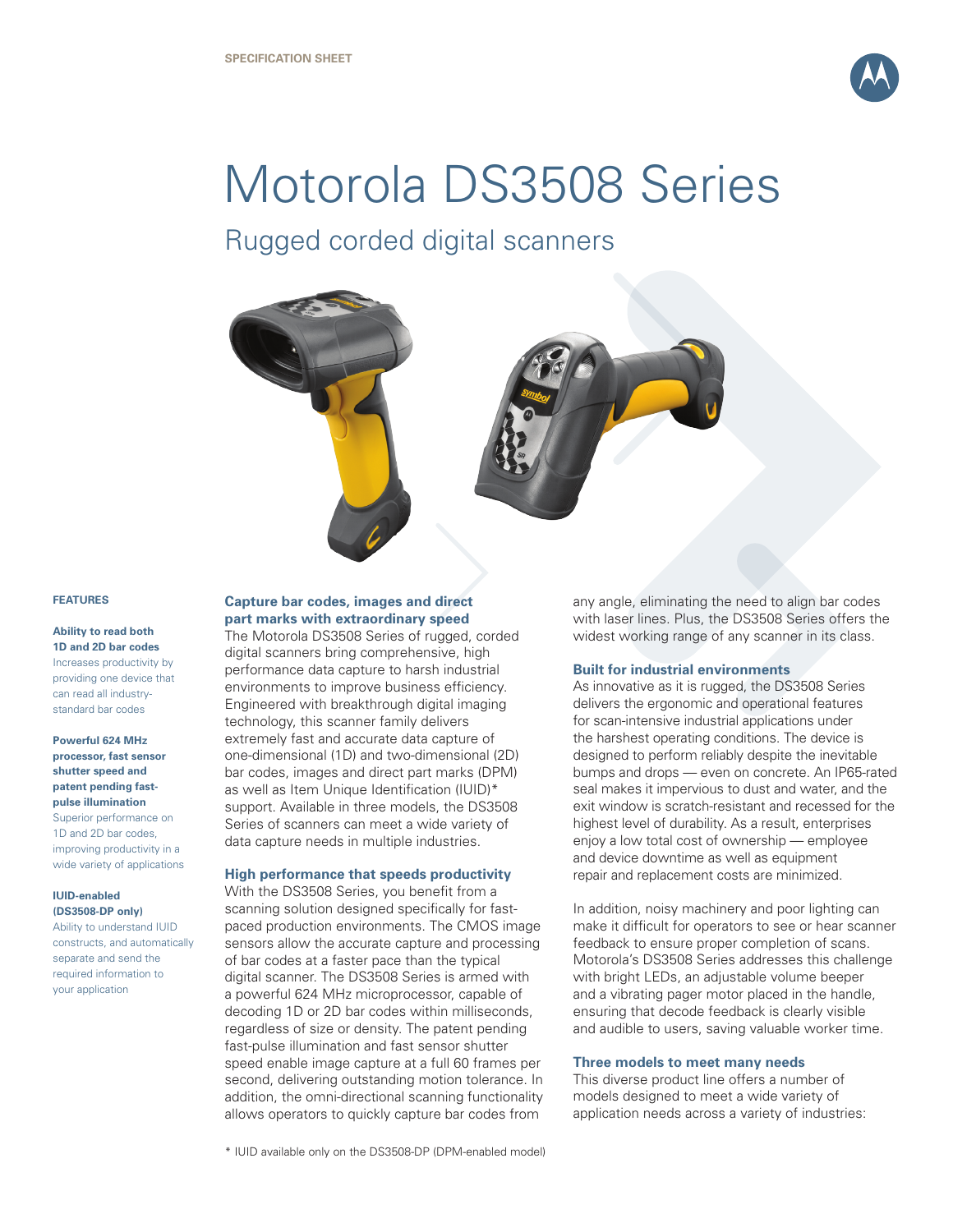SPECIFICATION SHEET

# Motorola DS3508 Series

## Rugged corded digital scanners

### FEATURES

**Ability to read both 1D and 2D bar codes**
Increases productivity by providing one device that can read all industry-standard bar codes

**Powerful 624 MHz processor, fast sensor shutter speed and patent pending fast-pulse illumination**
Superior performance on 1D and 2D bar codes, improving productivity in a wide variety of applications

**IUID-enabled (DS3508-DP only)**
Ability to understand IUID constructs, and automatically separate and send the required information to your application

### Capture bar codes, images and direct part marks with extraordinary speed

The Motorola DS3508 Series of rugged, corded digital scanners bring comprehensive, high performance data capture to harsh industrial environments to improve business efficiency. Engineered with breakthrough digital imaging technology, this scanner family delivers extremely fast and accurate data capture of one-dimensional (1D) and two-dimensional (2D) bar codes, images and direct part marks (DPM) as well as Item Unique Identification (IUID)* support. Available in three models, the DS3508 Series of scanners can meet a wide variety of data capture needs in multiple industries.

### High performance that speeds productivity

With the DS3508 Series, you benefit from a scanning solution designed specifically for fast-paced production environments. The CMOS image sensors allow the accurate capture and processing of bar codes at a faster pace than the typical digital scanner. The DS3508 Series is armed with a powerful 624 MHz microprocessor, capable of decoding 1D or 2D bar codes within milliseconds, regardless of size or density. The patent pending fast-pulse illumination and fast sensor shutter speed enable image capture at a full 60 frames per second, delivering outstanding motion tolerance. In addition, the omni-directional scanning functionality allows operators to quickly capture bar codes from any angle, eliminating the need to align bar codes with laser lines. Plus, the DS3508 Series offers the widest working range of any scanner in its class.

### Built for industrial environments

As innovative as it is rugged, the DS3508 Series delivers the ergonomic and operational features for scan-intensive industrial applications under the harshest operating conditions. The device is designed to perform reliably despite the inevitable bumps and drops — even on concrete. An IP65-rated seal makes it impervious to dust and water, and the exit window is scratch-resistant and recessed for the highest level of durability. As a result, enterprises enjoy a low total cost of ownership — employee and device downtime as well as equipment repair and replacement costs are minimized.

In addition, noisy machinery and poor lighting can make it difficult for operators to see or hear scanner feedback to ensure proper completion of scans. Motorola's DS3508 Series addresses this challenge with bright LEDs, an adjustable volume beeper and a vibrating pager motor placed in the handle, ensuring that decode feedback is clearly visible and audible to users, saving valuable worker time.

### Three models to meet many needs

This diverse product line offers a number of models designed to meet a wide variety of application needs across a variety of industries:

* IUID available only on the DS3508-DP (DPM-enabled model)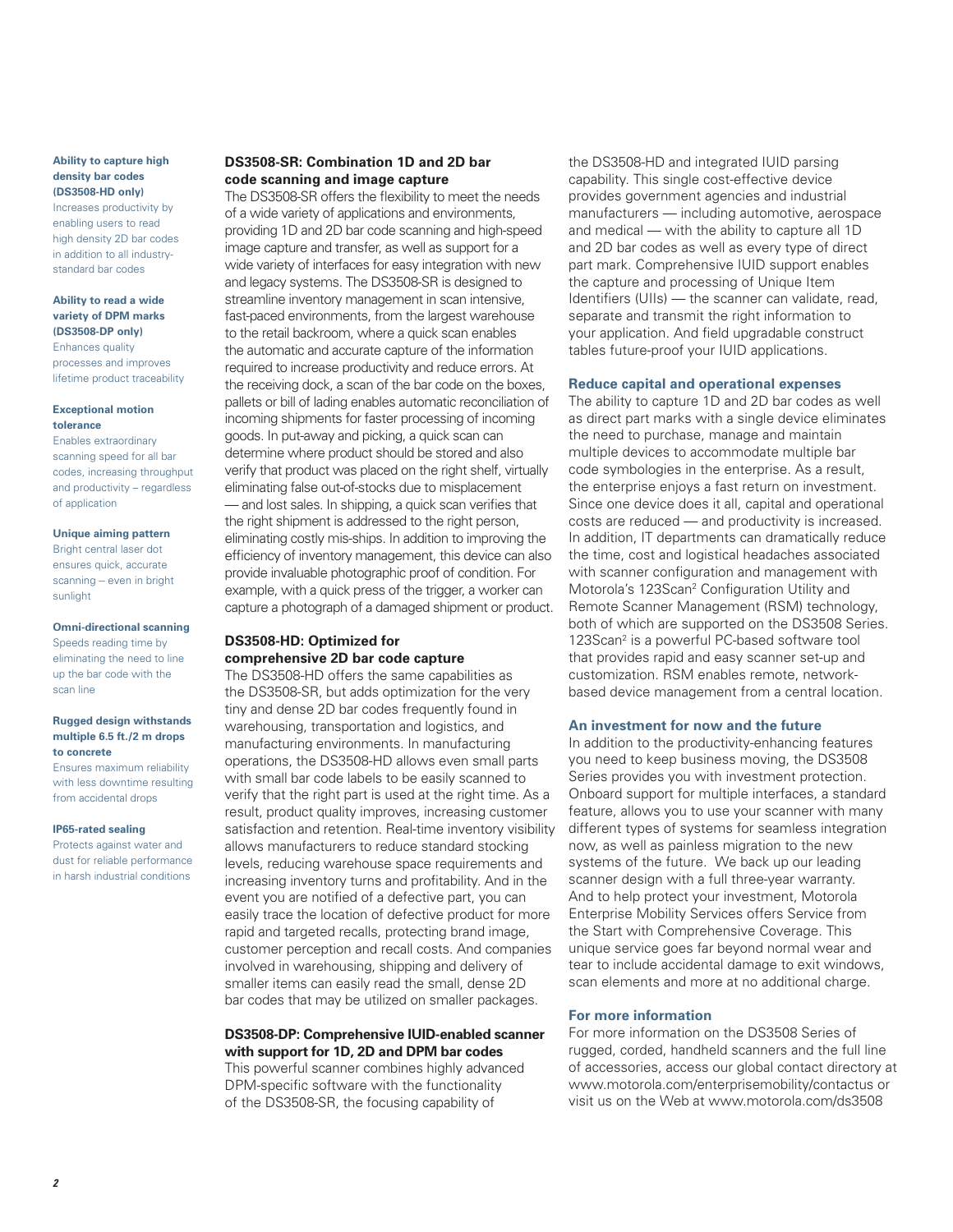**Ability to capture high density bar codes (DS3508-HD only)**
Increases productivity by enabling users to read high density 2D bar codes in addition to all industry-standard bar codes

**Ability to read a wide variety of DPM marks (DS3508-DP only)**
Enhances quality processes and improves lifetime product traceability

**Exceptional motion tolerance**
Enables extraordinary scanning speed for all bar codes, increasing throughput and productivity – regardless of application

**Unique aiming pattern**
Bright central laser dot ensures quick, accurate scanning -- even in bright sunlight

**Omni-directional scanning**
Speeds reading time by eliminating the need to line up the bar code with the scan line

**Rugged design withstands multiple 6.5 ft./2 m drops to concrete**
Ensures maximum reliability with less downtime resulting from accidental drops

**IP65-rated sealing**
Protects against water and dust for reliable performance in harsh industrial conditions

### DS3508-SR: Combination 1D and 2D bar code scanning and image capture

The DS3508-SR offers the flexibility to meet the needs of a wide variety of applications and environments, providing 1D and 2D bar code scanning and high-speed image capture and transfer, as well as support for a wide variety of interfaces for easy integration with new and legacy systems. The DS3508-SR is designed to streamline inventory management in scan intensive, fast-paced environments, from the largest warehouse to the retail backroom, where a quick scan enables the automatic and accurate capture of the information required to increase productivity and reduce errors. At the receiving dock, a scan of the bar code on the boxes, pallets or bill of lading enables automatic reconciliation of incoming shipments for faster processing of incoming goods. In put-away and picking, a quick scan can determine where product should be stored and also verify that product was placed on the right shelf, virtually eliminating false out-of-stocks due to misplacement — and lost sales. In shipping, a quick scan verifies that the right shipment is addressed to the right person, eliminating costly mis-ships. In addition to improving the efficiency of inventory management, this device can also provide invaluable photographic proof of condition. For example, with a quick press of the trigger, a worker can capture a photograph of a damaged shipment or product.

### DS3508-HD: Optimized for comprehensive 2D bar code capture

The DS3508-HD offers the same capabilities as the DS3508-SR, but adds optimization for the very tiny and dense 2D bar codes frequently found in warehousing, transportation and logistics, and manufacturing environments. In manufacturing operations, the DS3508-HD allows even small parts with small bar code labels to be easily scanned to verify that the right part is used at the right time. As a result, product quality improves, increasing customer satisfaction and retention. Real-time inventory visibility allows manufacturers to reduce standard stocking levels, reducing warehouse space requirements and increasing inventory turns and profitability. And in the event you are notified of a defective part, you can easily trace the location of defective product for more rapid and targeted recalls, protecting brand image, customer perception and recall costs. And companies involved in warehousing, shipping and delivery of smaller items can easily read the small, dense 2D bar codes that may be utilized on smaller packages.

### DS3508-DP: Comprehensive IUID-enabled scanner with support for 1D, 2D and DPM bar codes

This powerful scanner combines highly advanced DPM-specific software with the functionality of the DS3508-SR, the focusing capability of the DS3508-HD and integrated IUID parsing capability. This single cost-effective device provides government agencies and industrial manufacturers — including automotive, aerospace and medical — with the ability to capture all 1D and 2D bar codes as well as every type of direct part mark. Comprehensive IUID support enables the capture and processing of Unique Item Identifiers (UIIs) — the scanner can validate, read, separate and transmit the right information to your application. And field upgradable construct tables future-proof your IUID applications.

### Reduce capital and operational expenses

The ability to capture 1D and 2D bar codes as well as direct part marks with a single device eliminates the need to purchase, manage and maintain multiple devices to accommodate multiple bar code symbologies in the enterprise. As a result, the enterprise enjoys a fast return on investment. Since one device does it all, capital and operational costs are reduced — and productivity is increased. In addition, IT departments can dramatically reduce the time, cost and logistical headaches associated with scanner configuration and management with Motorola's 123Scan[2] Configuration Utility and Remote Scanner Management (RSM) technology, both of which are supported on the DS3508 Series. 123Scan[2] is a powerful PC-based software tool that provides rapid and easy scanner set-up and customization. RSM enables remote, network-based device management from a central location.

### An investment for now and the future

In addition to the productivity-enhancing features you need to keep business moving, the DS3508 Series provides you with investment protection. Onboard support for multiple interfaces, a standard feature, allows you to use your scanner with many different types of systems for seamless integration now, as well as painless migration to the new systems of the future. We back up our leading scanner design with a full three-year warranty. And to help protect your investment, Motorola Enterprise Mobility Services offers Service from the Start with Comprehensive Coverage. This unique service goes far beyond normal wear and tear to include accidental damage to exit windows, scan elements and more at no additional charge.

### For more information

For more information on the DS3508 Series of rugged, corded, handheld scanners and the full line of accessories, access our global contact directory at www.motorola.com/enterprisemobility/contactus or visit us on the Web at www.motorola.com/ds3508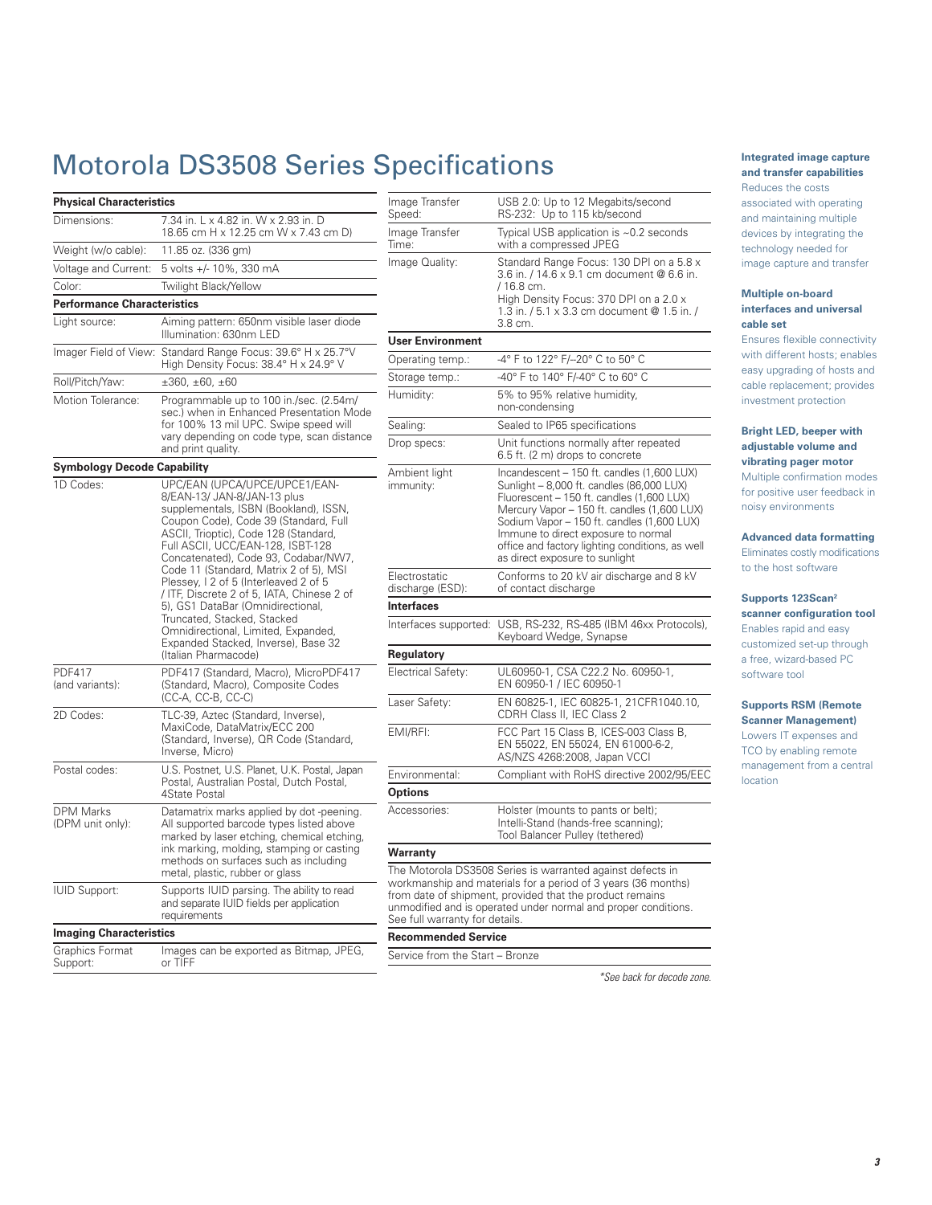# Motorola DS3508 Series Specifications

| **Physical Characteristics** | |
|---|---|
| Dimensions: | 7.34 in. L x 4.82 in. W x 2.93 in. D<br>18.65 cm H x 12.25 cm W x 7.43 cm D) |
| Weight (w/o cable): | 11.85 oz. (336 gm) |
| Voltage and Current: | 5 volts +/- 10%, 330 mA |
| Color: | Twilight Black/Yellow |
| **Performance Characteristics** | |
| Light source: | Aiming pattern: 650nm visible laser diode<br>Illumination: 630nm LED |
| Imager Field of View: | Standard Range Focus: 39.6° H x 25.7°V<br>High Density Focus: 38.4° H x 24.9° V |
| Roll/Pitch/Yaw: | ±360, ±60, ±60 |
| Motion Tolerance: | Programmable up to 100 in./sec. (2.54m/sec.) when in Enhanced Presentation Mode for 100% 13 mil UPC. Swipe speed will vary depending on code type, scan distance and print quality. |
| **Symbology Decode Capability** | |
| 1D Codes: | UPC/EAN (UPCA/UPCE/UPCE1/EAN-8/EAN-13/ JAN-8/JAN-13 plus supplementals, ISBN (Bookland), ISSN, Coupon Code), Code 39 (Standard, Full ASCII, Trioptic), Code 128 (Standard, Full ASCII, UCC/EAN-128, ISBT-128 Concatenated), Code 93, Codabar/NW7, Code 11 (Standard, Matrix 2 of 5), MSI Plessey, I 2 of 5 (Interleaved 2 of 5 / ITF, Discrete 2 of 5, IATA, Chinese 2 of 5), GS1 DataBar (Omnidirectional, Truncated, Stacked, Stacked Omnidirectional, Limited, Expanded, Expanded Stacked, Inverse), Base 32 (Italian Pharmacode) |
| PDF417 (and variants): | PDF417 (Standard, Macro), MicroPDF417 (Standard, Macro), Composite Codes (CC-A, CC-B, CC-C) |
| 2D Codes: | TLC-39, Aztec (Standard, Inverse), MaxiCode, DataMatrix/ECC 200 (Standard, Inverse), QR Code (Standard, Inverse, Micro) |
| Postal codes: | U.S. Postnet, U.S. Planet, U.K. Postal, Japan Postal, Australian Postal, Dutch Postal, 4State Postal |
| DPM Marks (DPM unit only): | Datamatrix marks applied by dot -peening. All supported barcode types listed above marked by laser etching, chemical etching, ink marking, molding, stamping or casting methods on surfaces such as including metal, plastic, rubber or glass |
| IUID Support: | Supports IUID parsing. The ability to read and separate IUID fields per application requirements |
| **Imaging Characteristics** | |
| Graphics Format Support: | Images can be exported as Bitmap, JPEG, or TIFF |
| Image Transfer Speed: | USB 2.0: Up to 12 Megabits/second<br>RS-232: Up to 115 kb/second |
| Image Transfer Time: | Typical USB application is ~0.2 seconds with a compressed JPEG |
| Image Quality: | Standard Range Focus: 130 DPI on a 5.8 x 3.6 in. / 14.6 x 9.1 cm document @ 6.6 in. / 16.8 cm.<br>High Density Focus: 370 DPI on a 2.0 x 1.3 in. / 5.1 x 3.3 cm document @ 1.5 in. / 3.8 cm. |
| **User Environment** | |
| Operating temp.: | -4° F to 122° F/–20° C to 50° C |
| Storage temp.: | -40° F to 140° F/-40° C to 60° C |
| Humidity: | 5% to 95% relative humidity, non-condensing |
| Sealing: | Sealed to IP65 specifications |
| Drop specs: | Unit functions normally after repeated 6.5 ft. (2 m) drops to concrete |
| Ambient light immunity: | Incandescent – 150 ft. candles (1,600 LUX)<br>Sunlight – 8,000 ft. candles (86,000 LUX)<br>Fluorescent – 150 ft. candles (1,600 LUX)<br>Mercury Vapor – 150 ft. candles (1,600 LUX)<br>Sodium Vapor – 150 ft. candles (1,600 LUX)<br>Immune to direct exposure to normal office and factory lighting conditions, as well as direct exposure to sunlight |
| Electrostatic discharge (ESD): | Conforms to 20 kV air discharge and 8 kV of contact discharge |
| **Interfaces** | |
| Interfaces supported: | USB, RS-232, RS-485 (IBM 46xx Protocols), Keyboard Wedge, Synapse |
| **Regulatory** | |
| Electrical Safety: | UL60950-1, CSA C22.2 No. 60950-1, EN 60950-1 / IEC 60950-1 |
| Laser Safety: | EN 60825-1, IEC 60825-1, 21CFR1040.10, CDRH Class II, IEC Class 2 |
| EMI/RFI: | FCC Part 15 Class B, ICES-003 Class B, EN 55022, EN 55024, EN 61000-6-2, AS/NZS 4268:2008, Japan VCCI |
| Environmental: | Compliant with RoHS directive 2002/95/EEC |
| **Options** | |
| Accessories: | Holster (mounts to pants or belt);<br>Intelli-Stand (hands-free scanning);<br>Tool Balancer Pulley (tethered) |

**Warranty**

The Motorola DS3508 Series is warranted against defects in workmanship and materials for a period of 3 years (36 months) from date of shipment, provided that the product remains unmodified and is operated under normal and proper conditions. See full warranty for details.

**Recommended Service**

Service from the Start – Bronze

*\*See back for decode zone.*

**Integrated image capture and transfer capabilities**
Reduces the costs associated with operating and maintaining multiple devices by integrating the technology needed for image capture and transfer

**Multiple on-board interfaces and universal cable set**
Ensures flexible connectivity with different hosts; enables easy upgrading of hosts and cable replacement; provides investment protection

**Bright LED, beeper with adjustable volume and vibrating pager motor**
Multiple confirmation modes for positive user feedback in noisy environments

**Advanced data formatting**
Eliminates costly modifications to the host software

**Supports 123Scan[2] scanner configuration tool**
Enables rapid and easy customized set-up through a free, wizard-based PC software tool

**Supports RSM (Remote Scanner Management)**
Lowers IT expenses and TCO by enabling remote management from a central location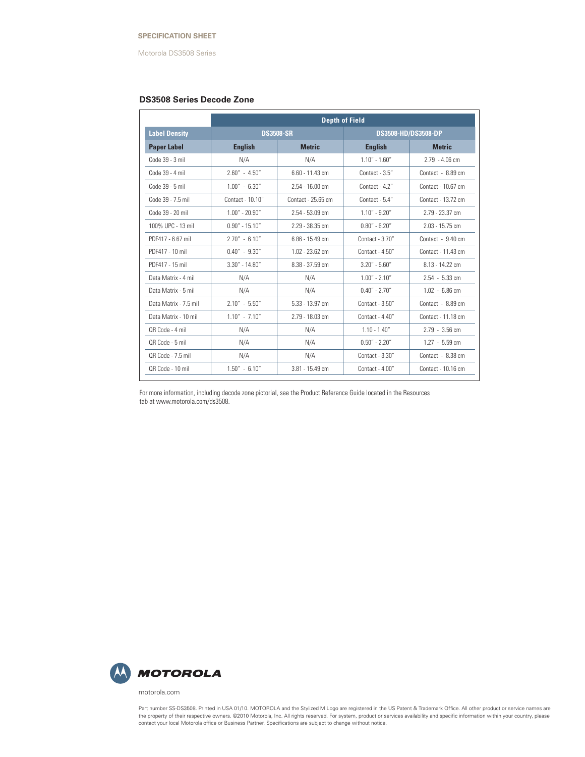## DS3508 Series Decode Zone

| | Depth of Field | | | |
|---|---|---|---|---|
| **Label Density** | **DS3508-SR** | | **DS3508-HD/DS3508-DP** | |
| **Paper Label** | **English** | **Metric** | **English** | **Metric** |
| Code 39 - 3 mil | N/A | N/A | 1.10" - 1.60" | 2.79 - 4.06 cm |
| Code 39 - 4 mil | 2.60" - 4.50" | 6.60 - 11.43 cm | Contact - 3.5" | Contact - 8.89 cm |
| Code 39 - 5 mil | 1.00" - 6.30" | 2.54 - 16.00 cm | Contact - 4.2" | Contact - 10.67 cm |
| Code 39 - 7.5 mil | Contact - 10.10" | Contact - 25.65 cm | Contact - 5.4" | Contact - 13.72 cm |
| Code 39 - 20 mil | 1.00" - 20.90" | 2.54 - 53.09 cm | 1.10" - 9.20" | 2.79 - 23.37 cm |
| 100% UPC - 13 mil | 0.90" - 15.10" | 2.29 - 38.35 cm | 0.80" - 6.20" | 2.03 - 15.75 cm |
| PDF417 - 6.67 mil | 2.70" - 6.10" | 6.86 - 15.49 cm | Contact - 3.70" | Contact - 9.40 cm |
| PDF417 - 10 mil | 0.40" - 9.30" | 1.02 - 23.62 cm | Contact - 4.50" | Contact - 11.43 cm |
| PDF417 - 15 mil | 3.30" - 14.80" | 8.38 - 37.59 cm | 3.20" - 5.60" | 8.13 - 14.22 cm |
| Data Matrix - 4 mil | N/A | N/A | 1.00" - 2.10" | 2.54 - 5.33 cm |
| Data Matrix - 5 mil | N/A | N/A | 0.40" - 2.70" | 1.02 - 6.86 cm |
| Data Matrix - 7.5 mil | 2.10" - 5.50" | 5.33 - 13.97 cm | Contact - 3.50" | Contact - 8.89 cm |
| Data Matrix - 10 mil | 1.10" - 7.10" | 2.79 - 18.03 cm | Contact - 4.40" | Contact - 11.18 cm |
| QR Code - 4 mil | N/A | N/A | 1.10 - 1.40" | 2.79 - 3.56 cm |
| QR Code - 5 mil | N/A | N/A | 0.50" - 2.20" | 1.27 - 5.59 cm |
| QR Code - 7.5 mil | N/A | N/A | Contact - 3.30" | Contact - 8.38 cm |
| QR Code - 10 mil | 1.50" - 6.10" | 3.81 - 15.49 cm | Contact - 4.00" | Contact - 10.16 cm |

For more information, including decode zone pictorial, see the Product Reference Guide located in the Resources tab at www.motorola.com/ds3508.

MOTOROLA

motorola.com

Part number SS-DS3508. Printed in USA 01/10. MOTOROLA and the Stylized M Logo are registered in the US Patent & Trademark Office. All other product or service names are the property of their respective owners. ©2010 Motorola, Inc. All rights reserved. For system, product or services availability and specific information within your country, please contact your local Motorola office or Business Partner. Specifications are subject to change without notice.